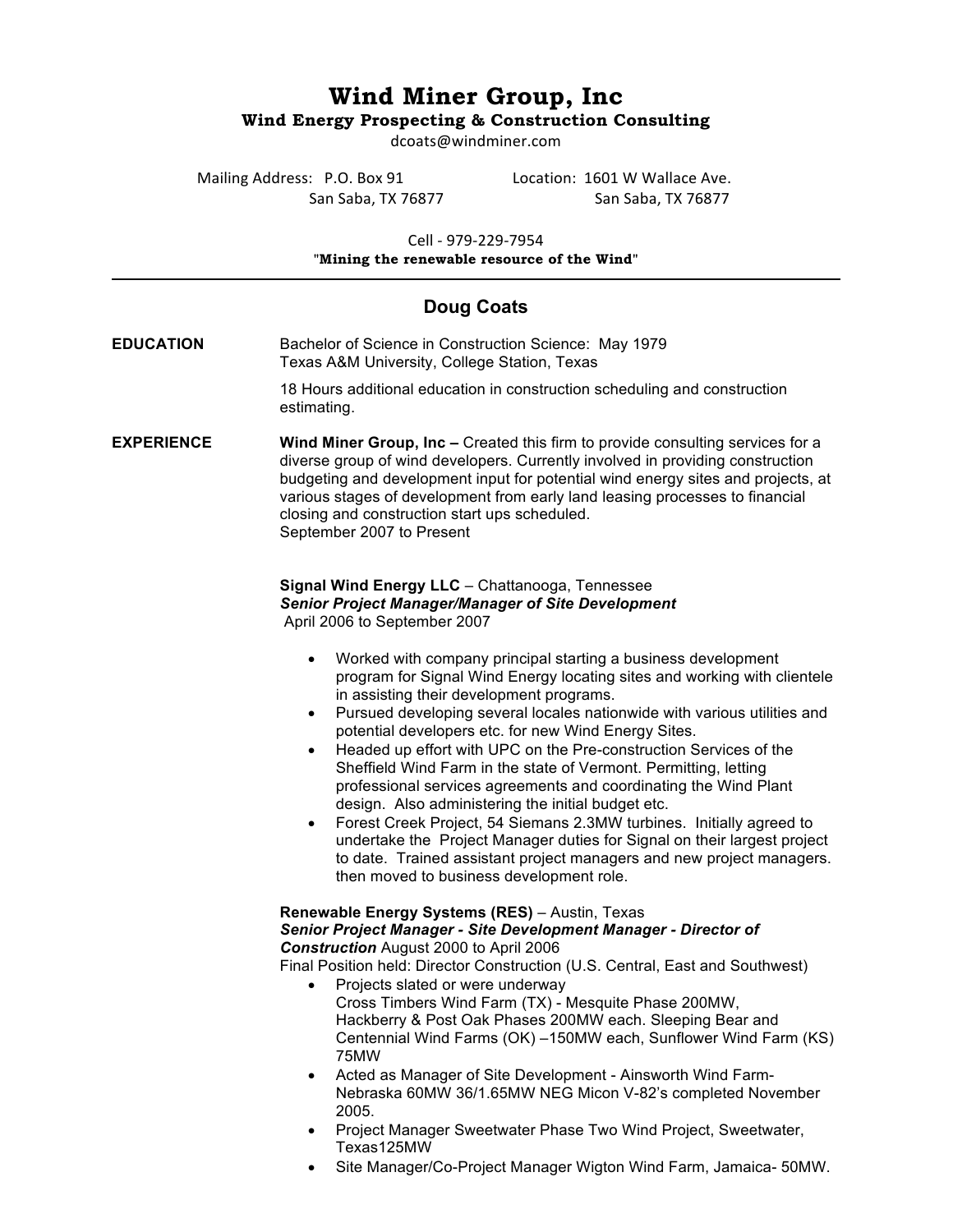# Wind Miner Group, Inc

**Wind Energy Prospecting & Construction Consulting**

dcoats@windminer.com

Mailing Address: P.O. Box 91
San Saba, TX 76877

Location: 1601 W Wallace Ave.
San Saba, TX 76877

Cell - 979-229-7954

"**Mining the renewable resource of the Wind**"

---

## Doug Coats

**EDUCATION**

Bachelor of Science in Construction Science: May 1979
Texas A&M University, College Station, Texas

18 Hours additional education in construction scheduling and construction estimating.

**EXPERIENCE**

**Wind Miner Group, Inc –** Created this firm to provide consulting services for a diverse group of wind developers. Currently involved in providing construction budgeting and development input for potential wind energy sites and projects, at various stages of development from early land leasing processes to financial closing and construction start ups scheduled.
September 2007 to Present

**Signal Wind Energy LLC** – Chattanooga, Tennessee
***Senior Project Manager/Manager of Site Development***
April 2006 to September 2007

- Worked with company principal starting a business development program for Signal Wind Energy locating sites and working with clientele in assisting their development programs.
- Pursued developing several locales nationwide with various utilities and potential developers etc. for new Wind Energy Sites.
- Headed up effort with UPC on the Pre-construction Services of the Sheffield Wind Farm in the state of Vermont. Permitting, letting professional services agreements and coordinating the Wind Plant design. Also administering the initial budget etc.
- Forest Creek Project, 54 Siemans 2.3MW turbines. Initially agreed to undertake the Project Manager duties for Signal on their largest project to date. Trained assistant project managers and new project managers. then moved to business development role.

**Renewable Energy Systems (RES)** – Austin, Texas
***Senior Project Manager - Site Development Manager - Director of Construction*** August 2000 to April 2006
Final Position held: Director Construction (U.S. Central, East and Southwest)

- Projects slated or were underway
  Cross Timbers Wind Farm (TX) - Mesquite Phase 200MW, Hackberry & Post Oak Phases 200MW each. Sleeping Bear and Centennial Wind Farms (OK) –150MW each, Sunflower Wind Farm (KS) 75MW
- Acted as Manager of Site Development - Ainsworth Wind Farm-Nebraska 60MW 36/1.65MW NEG Micon V-82's completed November 2005.
- Project Manager Sweetwater Phase Two Wind Project, Sweetwater, Texas125MW
- Site Manager/Co-Project Manager Wigton Wind Farm, Jamaica- 50MW.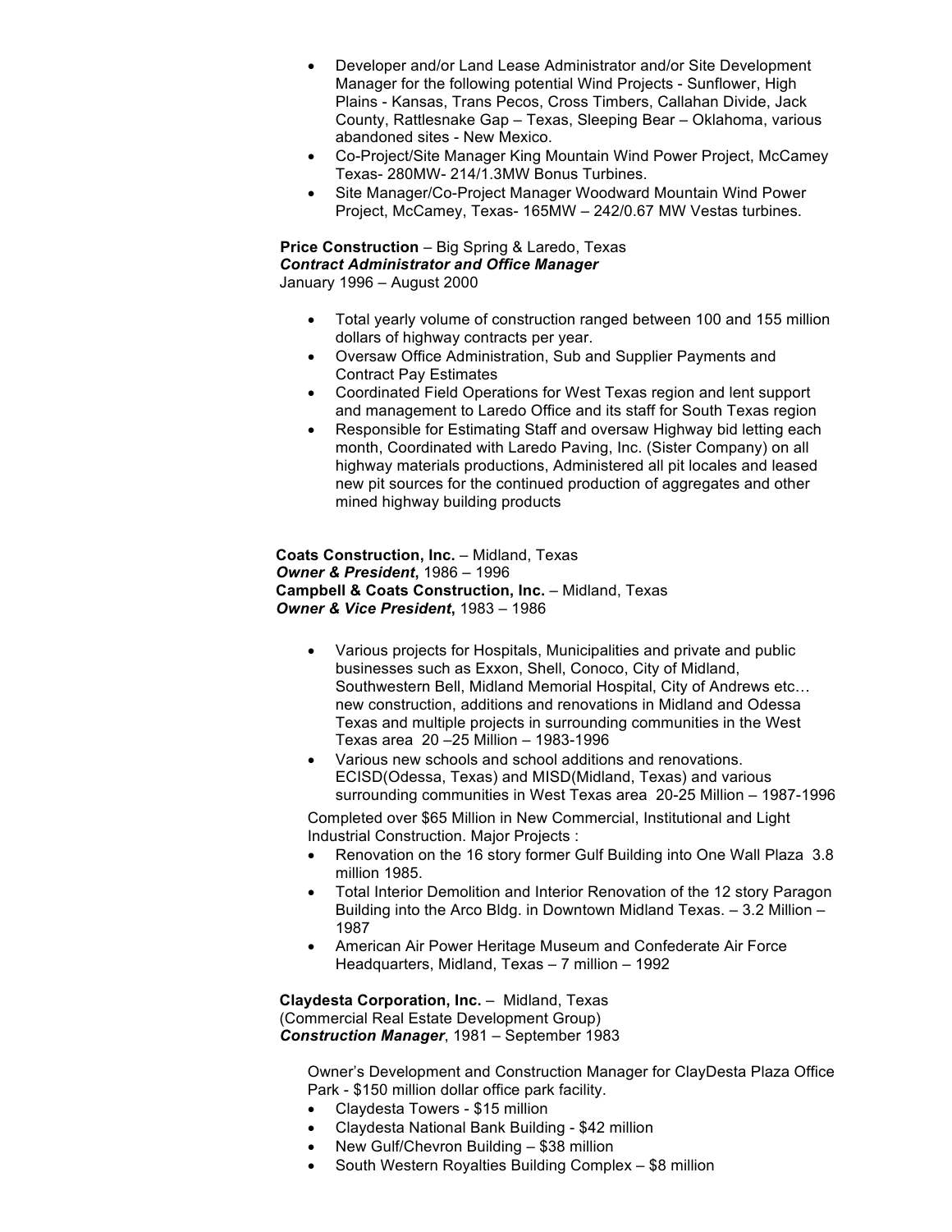- Developer and/or Land Lease Administrator and/or Site Development Manager for the following potential Wind Projects - Sunflower, High Plains - Kansas, Trans Pecos, Cross Timbers, Callahan Divide, Jack County, Rattlesnake Gap – Texas, Sleeping Bear – Oklahoma, various abandoned sites - New Mexico.
- Co-Project/Site Manager King Mountain Wind Power Project, McCamey Texas- 280MW- 214/1.3MW Bonus Turbines.
- Site Manager/Co-Project Manager Woodward Mountain Wind Power Project, McCamey, Texas- 165MW – 242/0.67 MW Vestas turbines.

**Price Construction** – Big Spring & Laredo, Texas
***Contract Administrator and Office Manager***
January 1996 – August 2000

- Total yearly volume of construction ranged between 100 and 155 million dollars of highway contracts per year.
- Oversaw Office Administration, Sub and Supplier Payments and Contract Pay Estimates
- Coordinated Field Operations for West Texas region and lent support and management to Laredo Office and its staff for South Texas region
- Responsible for Estimating Staff and oversaw Highway bid letting each month, Coordinated with Laredo Paving, Inc. (Sister Company) on all highway materials productions, Administered all pit locales and leased new pit sources for the continued production of aggregates and other mined highway building products

**Coats Construction, Inc.** – Midland, Texas
***Owner & President***, 1986 – 1996
**Campbell & Coats Construction, Inc.** – Midland, Texas
***Owner & Vice President***, 1983 – 1986

- Various projects for Hospitals, Municipalities and private and public businesses such as Exxon, Shell, Conoco, City of Midland, Southwestern Bell, Midland Memorial Hospital, City of Andrews etc… new construction, additions and renovations in Midland and Odessa Texas and multiple projects in surrounding communities in the West Texas area 20 –25 Million – 1983-1996
- Various new schools and school additions and renovations. ECISD(Odessa, Texas) and MISD(Midland, Texas) and various surrounding communities in West Texas area 20-25 Million – 1987-1996

Completed over $65 Million in New Commercial, Institutional and Light Industrial Construction. Major Projects :

- Renovation on the 16 story former Gulf Building into One Wall Plaza 3.8 million 1985.
- Total Interior Demolition and Interior Renovation of the 12 story Paragon Building into the Arco Bldg. in Downtown Midland Texas. – 3.2 Million – 1987
- American Air Power Heritage Museum and Confederate Air Force Headquarters, Midland, Texas – 7 million – 1992

**Claydesta Corporation, Inc.** – Midland, Texas
(Commercial Real Estate Development Group)
***Construction Manager***, 1981 – September 1983

Owner's Development and Construction Manager for ClayDesta Plaza Office Park - $150 million dollar office park facility.

- Claydesta Towers - $15 million
- Claydesta National Bank Building - $42 million
- New Gulf/Chevron Building – $38 million
- South Western Royalties Building Complex – $8 million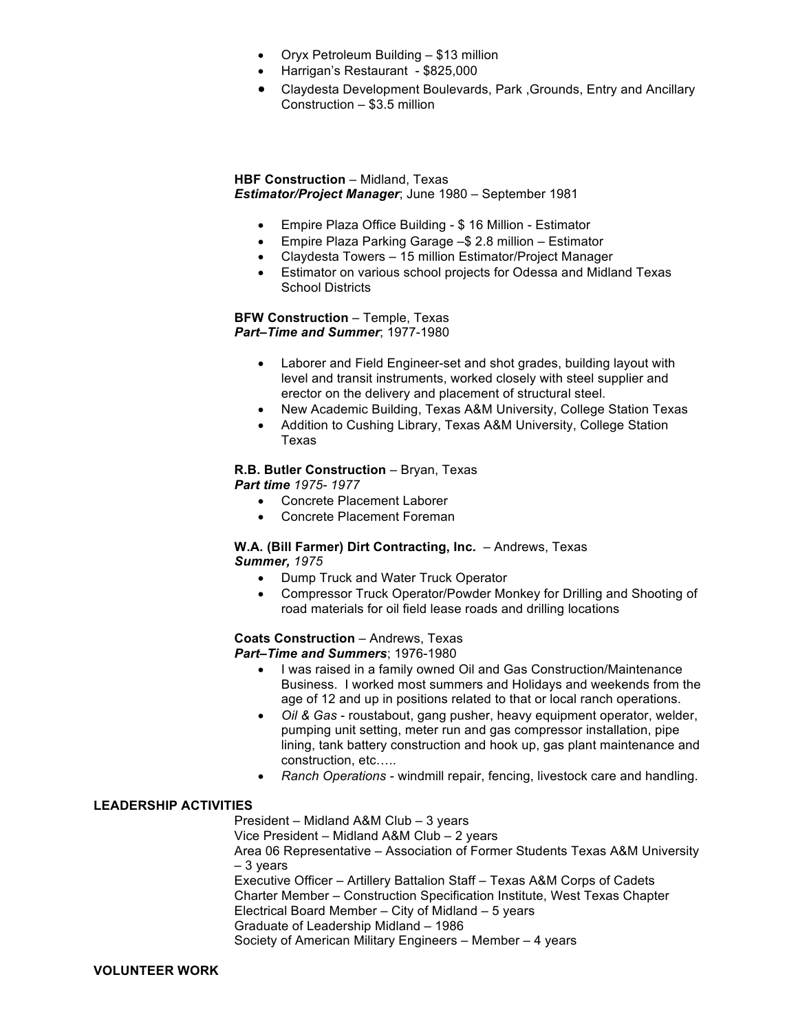- Oryx Petroleum Building – $13 million
- Harrigan's Restaurant - $825,000
- Claydesta Development Boulevards, Park ,Grounds, Entry and Ancillary Construction – $3.5 million

**HBF Construction** – Midland, Texas
***Estimator/Project Manager***; June 1980 – September 1981

- Empire Plaza Office Building - $ 16 Million - Estimator
- Empire Plaza Parking Garage –$ 2.8 million – Estimator
- Claydesta Towers – 15 million Estimator/Project Manager
- Estimator on various school projects for Odessa and Midland Texas School Districts

**BFW Construction** – Temple, Texas
***Part–Time and Summer***; 1977-1980

- Laborer and Field Engineer-set and shot grades, building layout with level and transit instruments, worked closely with steel supplier and erector on the delivery and placement of structural steel.
- New Academic Building, Texas A&M University, College Station Texas
- Addition to Cushing Library, Texas A&M University, College Station Texas

**R.B. Butler Construction** – Bryan, Texas
***Part time*** *1975- 1977*

- Concrete Placement Laborer
- Concrete Placement Foreman

**W.A. (Bill Farmer) Dirt Contracting, Inc.** – Andrews, Texas
***Summer,*** *1975*

- Dump Truck and Water Truck Operator
- Compressor Truck Operator/Powder Monkey for Drilling and Shooting of road materials for oil field lease roads and drilling locations

**Coats Construction** – Andrews, Texas
***Part–Time and Summers***; 1976-1980

- I was raised in a family owned Oil and Gas Construction/Maintenance Business. I worked most summers and Holidays and weekends from the age of 12 and up in positions related to that or local ranch operations.
- *Oil & Gas* - roustabout, gang pusher, heavy equipment operator, welder, pumping unit setting, meter run and gas compressor installation, pipe lining, tank battery construction and hook up, gas plant maintenance and construction, etc…..
- *Ranch Operations* - windmill repair, fencing, livestock care and handling.

**LEADERSHIP ACTIVITIES**

President – Midland A&M Club – 3 years
Vice President – Midland A&M Club – 2 years
Area 06 Representative – Association of Former Students Texas A&M University – 3 years
Executive Officer – Artillery Battalion Staff – Texas A&M Corps of Cadets
Charter Member – Construction Specification Institute, West Texas Chapter
Electrical Board Member – City of Midland – 5 years
Graduate of Leadership Midland – 1986
Society of American Military Engineers – Member – 4 years

**VOLUNTEER WORK**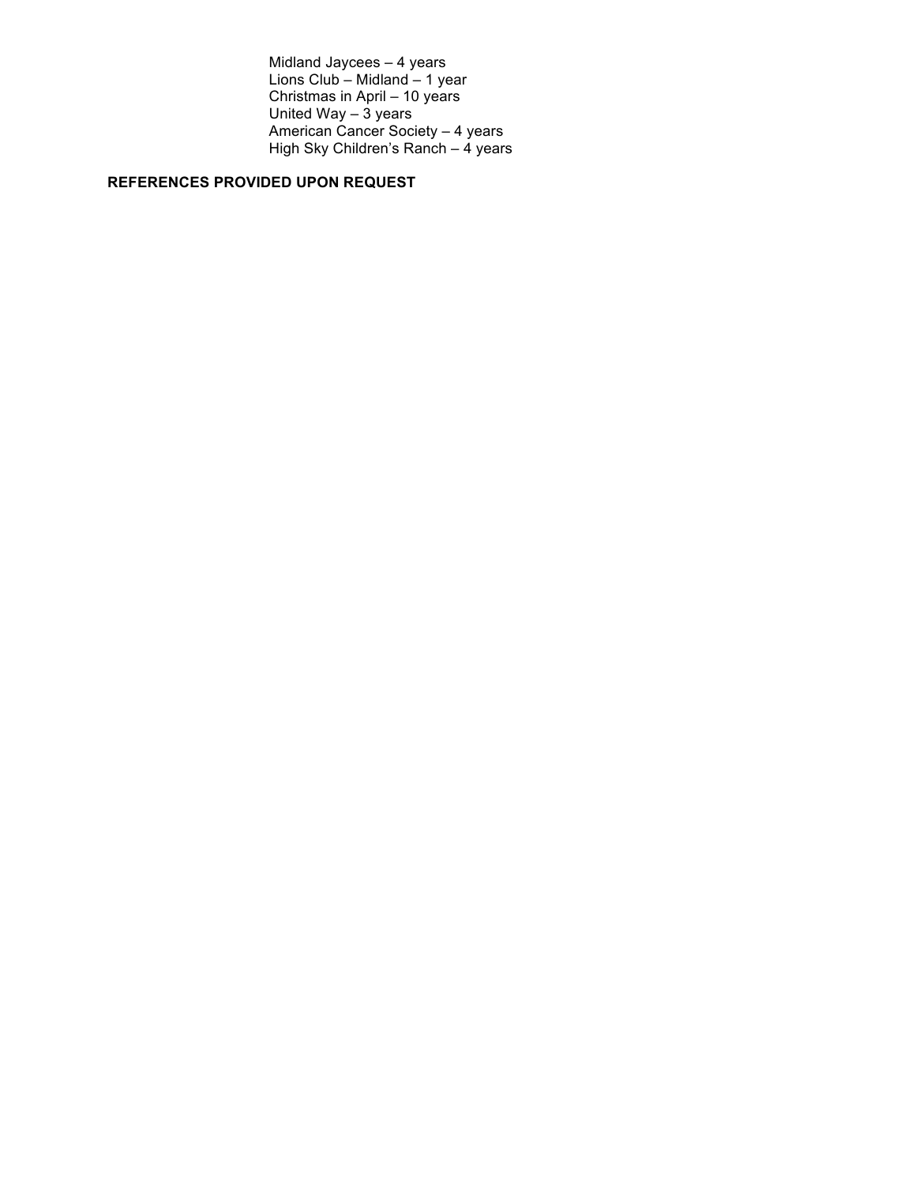Midland Jaycees – 4 years
Lions Club – Midland – 1 year
Christmas in April – 10 years
United Way – 3 years
American Cancer Society – 4 years
High Sky Children's Ranch – 4 years

**REFERENCES PROVIDED UPON REQUEST**